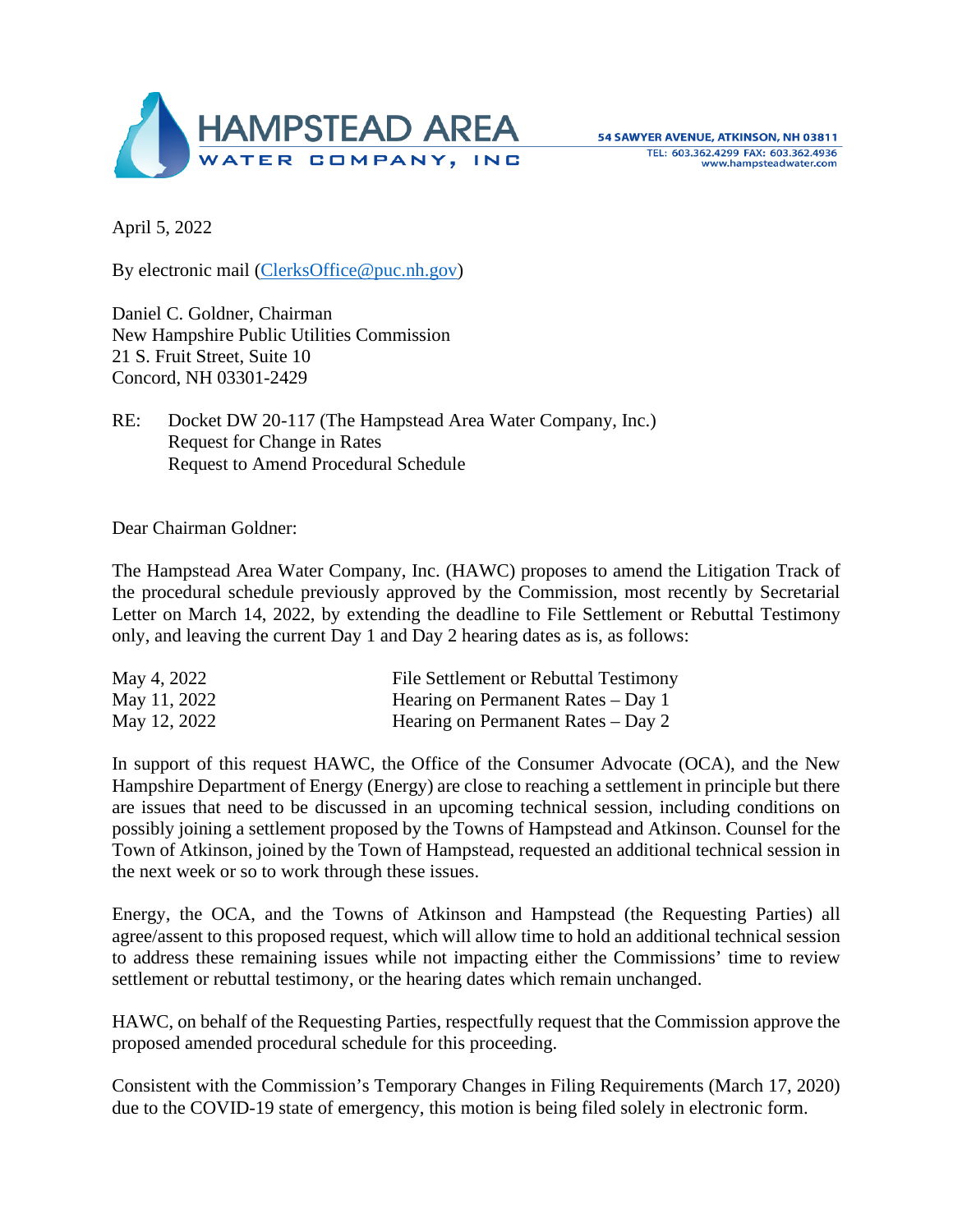**HAMPSTEAD AREA WATER COMPANY, INC**

54 SAWYER AVENUE, ATKINSON, NH 03811
TEL: 603.362.4299 FAX: 603.362.4936
www.hampsteadwater.com

April 5, 2022

By electronic mail (ClerksOffice@puc.nh.gov)

Daniel C. Goldner, Chairman
New Hampshire Public Utilities Commission
21 S. Fruit Street, Suite 10
Concord, NH 03301-2429

RE: Docket DW 20-117 (The Hampstead Area Water Company, Inc.)
Request for Change in Rates
Request to Amend Procedural Schedule

Dear Chairman Goldner:

The Hampstead Area Water Company, Inc. (HAWC) proposes to amend the Litigation Track of the procedural schedule previously approved by the Commission, most recently by Secretarial Letter on March 14, 2022, by extending the deadline to File Settlement or Rebuttal Testimony only, and leaving the current Day 1 and Day 2 hearing dates as is, as follows:

| | |
|---|---|
| May 4, 2022 | File Settlement or Rebuttal Testimony |
| May 11, 2022 | Hearing on Permanent Rates – Day 1 |
| May 12, 2022 | Hearing on Permanent Rates – Day 2 |

In support of this request HAWC, the Office of the Consumer Advocate (OCA), and the New Hampshire Department of Energy (Energy) are close to reaching a settlement in principle but there are issues that need to be discussed in an upcoming technical session, including conditions on possibly joining a settlement proposed by the Towns of Hampstead and Atkinson. Counsel for the Town of Atkinson, joined by the Town of Hampstead, requested an additional technical session in the next week or so to work through these issues.

Energy, the OCA, and the Towns of Atkinson and Hampstead (the Requesting Parties) all agree/assent to this proposed request, which will allow time to hold an additional technical session to address these remaining issues while not impacting either the Commissions' time to review settlement or rebuttal testimony, or the hearing dates which remain unchanged.

HAWC, on behalf of the Requesting Parties, respectfully request that the Commission approve the proposed amended procedural schedule for this proceeding.

Consistent with the Commission's Temporary Changes in Filing Requirements (March 17, 2020) due to the COVID-19 state of emergency, this motion is being filed solely in electronic form.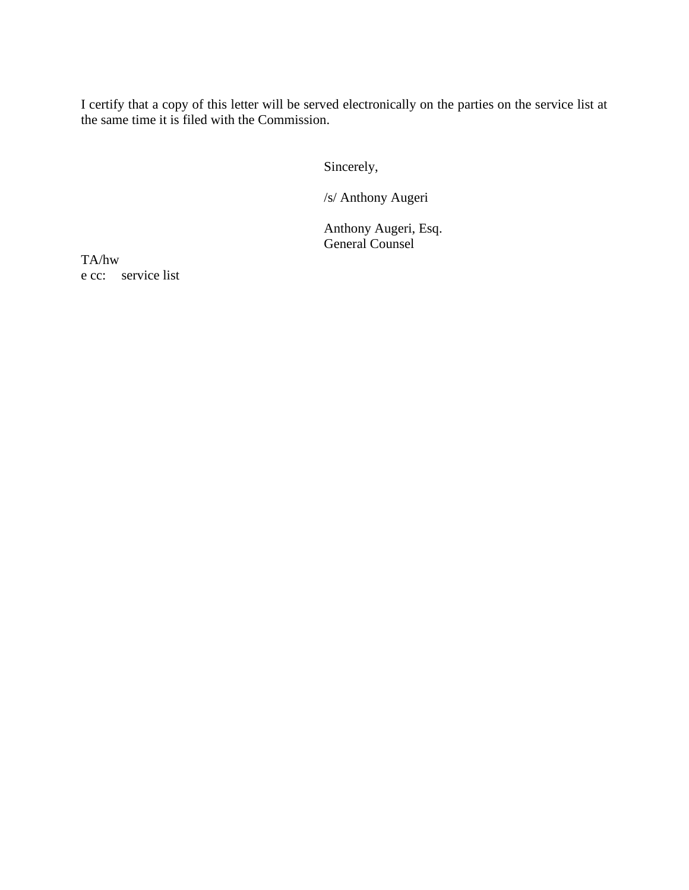I certify that a copy of this letter will be served electronically on the parties on the service list at the same time it is filed with the Commission.

Sincerely,

/s/ Anthony Augeri

Anthony Augeri, Esq.
General Counsel

TA/hw
e cc: service list